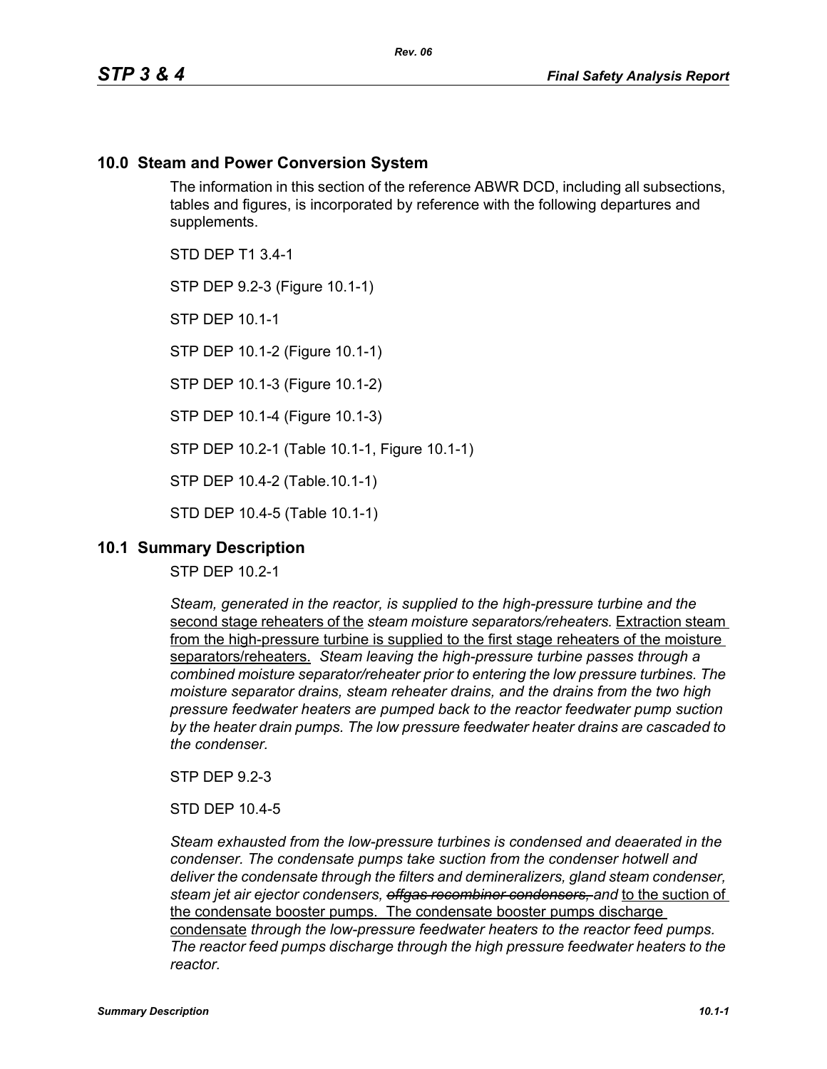## 10.0 Steam and Power Conversion System

The information in this section of the reference ABWR DCD, including all subsections, tables and figures, is incorporated by reference with the following departures and supplements.

STD DEP T1 3.4-1

STP DEP 9.2-3 (Figure 10.1-1)

STP DEP 10.1-1

STP DEP 10.1-2 (Figure 10.1-1)

STP DEP 10.1-3 (Figure 10.1-2)

STP DEP 10.1-4 (Figure 10.1-3)

STP DEP 10.2-1 (Table 10.1-1, Figure 10.1-1)

STP DEP 10.4-2 (Table.10.1-1)

STD DEP 10.4-5 (Table 10.1-1)

## 10.1 Summary Description

STP DEP 10.2-1

*Steam, generated in the reactor, is supplied to the high-pressure turbine and the* <u>second stage reheaters of the</u> *steam moisture separators/reheaters.* <u>Extraction steam from the high-pressure turbine is supplied to the first stage reheaters of the moisture separators/reheaters.</u> *Steam leaving the high-pressure turbine passes through a combined moisture separator/reheater prior to entering the low pressure turbines. The moisture separator drains, steam reheater drains, and the drains from the two high pressure feedwater heaters are pumped back to the reactor feedwater pump suction by the heater drain pumps. The low pressure feedwater heater drains are cascaded to the condenser.*

STP DEP 9.2-3

STD DEP 10.4-5

*Steam exhausted from the low-pressure turbines is condensed and deaerated in the condenser. The condensate pumps take suction from the condenser hotwell and deliver the condensate through the filters and demineralizers, gland steam condenser, steam jet air ejector condensers,* ~~*offgas recombiner condensers,*~~ *and* <u>to the suction of the condensate booster pumps. The condensate booster pumps discharge condensate</u> *through the low-pressure feedwater heaters to the reactor feed pumps. The reactor feed pumps discharge through the high pressure feedwater heaters to the reactor.*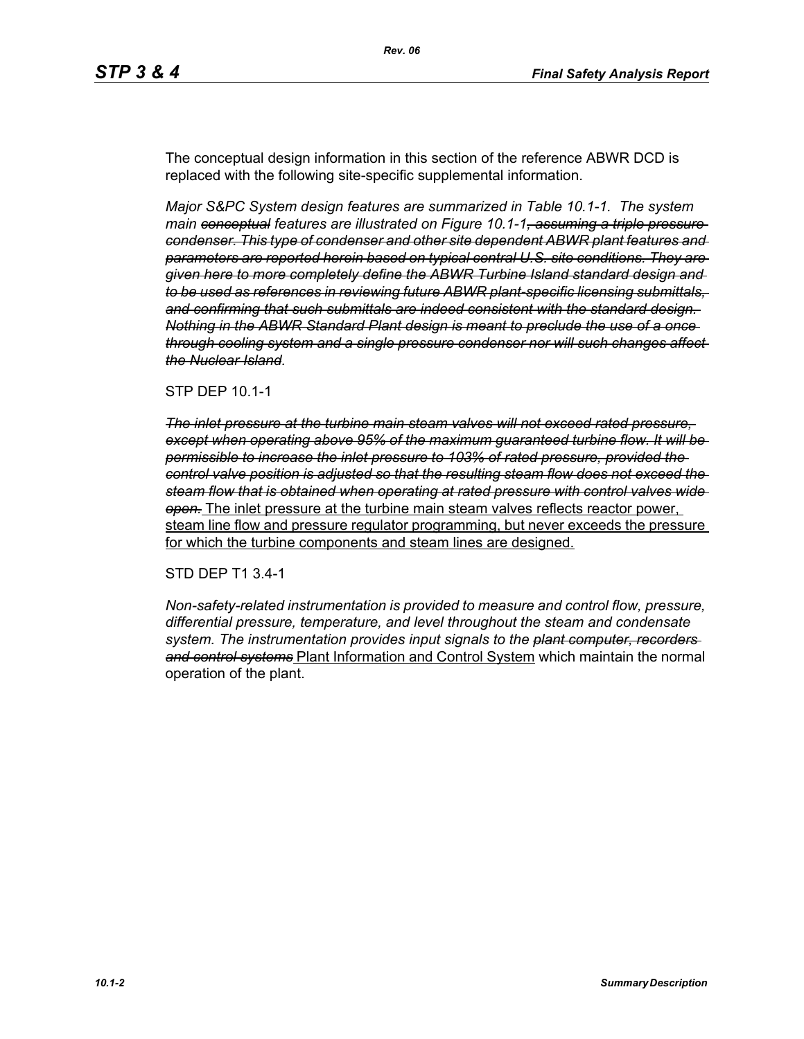The conceptual design information in this section of the reference ABWR DCD is replaced with the following site-specific supplemental information.

*Major S&PC System design features are summarized in Table 10.1-1. The system main ~~conceptual~~ features are illustrated on Figure 10.1-1~~, assuming a triple pressure condenser. This type of condenser and other site dependent ABWR plant features and parameters are reported herein based on typical central U.S. site conditions. They are given here to more completely define the ABWR Turbine Island standard design and to be used as references in reviewing future ABWR plant-specific licensing submittals, and confirming that such submittals are indeed consistent with the standard design. Nothing in the ABWR Standard Plant design is meant to preclude the use of a once through cooling system and a single pressure condenser nor will such changes affect the Nuclear Island~~.*

STP DEP 10.1-1

*~~The inlet pressure at the turbine main steam valves will not exceed rated pressure, except when operating above 95% of the maximum guaranteed turbine flow. It will be permissible to increase the inlet pressure to 103% of rated pressure, provided the control valve position is adjusted so that the resulting steam flow does not exceed the steam flow that is obtained when operating at rated pressure with control valves wide open.~~* <u>The inlet pressure at the turbine main steam valves reflects reactor power, steam line flow and pressure regulator programming, but never exceeds the pressure for which the turbine components and steam lines are designed.</u>

STD DEP T1 3.4-1

*Non-safety-related instrumentation is provided to measure and control flow, pressure, differential pressure, temperature, and level throughout the steam and condensate system. The instrumentation provides input signals to the ~~plant computer, recorders and control systems~~* <u>Plant Information and Control System</u> *which maintain the normal operation of the plant.*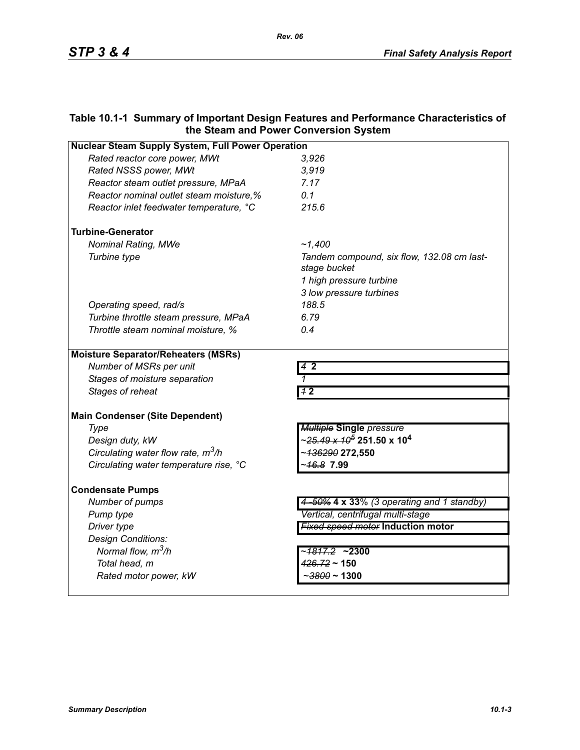**Table 10.1-1 Summary of Important Design Features and Performance Characteristics of the Steam and Power Conversion System**

| **Nuclear Steam Supply System, Full Power Operation** | |
|---|---|
| *Rated reactor core power, MWt* | *3,926* |
| *Rated NSSS power, MWt* | *3,919* |
| *Reactor steam outlet pressure, MPaA* | *7.17* |
| *Reactor nominal outlet steam moisture,%* | *0.1* |
| *Reactor inlet feedwater temperature, °C* | *215.6* |
| **Turbine-Generator** | |
| *Nominal Rating, MWe* | *~1,400* |
| *Turbine type* | *Tandem compound, six flow, 132.08 cm last-stage bucket*<br>*1 high pressure turbine*<br>*3 low pressure turbines* |
| *Operating speed, rad/s* | *188.5* |
| *Turbine throttle steam pressure, MPaA* | *6.79* |
| *Throttle steam nominal moisture, %* | *0.4* |
| **Moisture Separator/Reheaters (MSRs)** | |
| *Number of MSRs per unit* | ~~*4*~~ **2** |
| *Stages of moisture separation* | *1* |
| *Stages of reheat* | ~~*1*~~ **2** |
| **Main Condenser (Site Dependent)** | |
| *Type* | ~~*Multiple*~~ **Single** *pressure* |
| *Design duty, kW* | *~*~~*25.49 x 10^5*~~ **251.50 x 10^4** |
| *Circulating water flow rate, $m^3$/h* | *~*~~*136290*~~ **272,550** |
| *Circulating water temperature rise, °C* | *~*~~*16.8*~~ **7.99** |
| **Condensate Pumps** | |
| *Number of pumps* | ~~*4–50%*~~ **4 x 33**% *(3 operating and 1 standby)* |
| *Pump type* | *Vertical, centrifugal multi-stage* |
| *Driver type* | ~~*Fixed speed motor*~~ **Induction motor** |
| *Design Conditions:* | |
| *Normal flow, $m^3$/h* | *~*~~*1817.2*~~ **~2300** |
| *Total head, m* | ~~*426.72*~~ **~ 150** |
| *Rated motor power, kW* | *~*~~*3800*~~ **~ 1300** |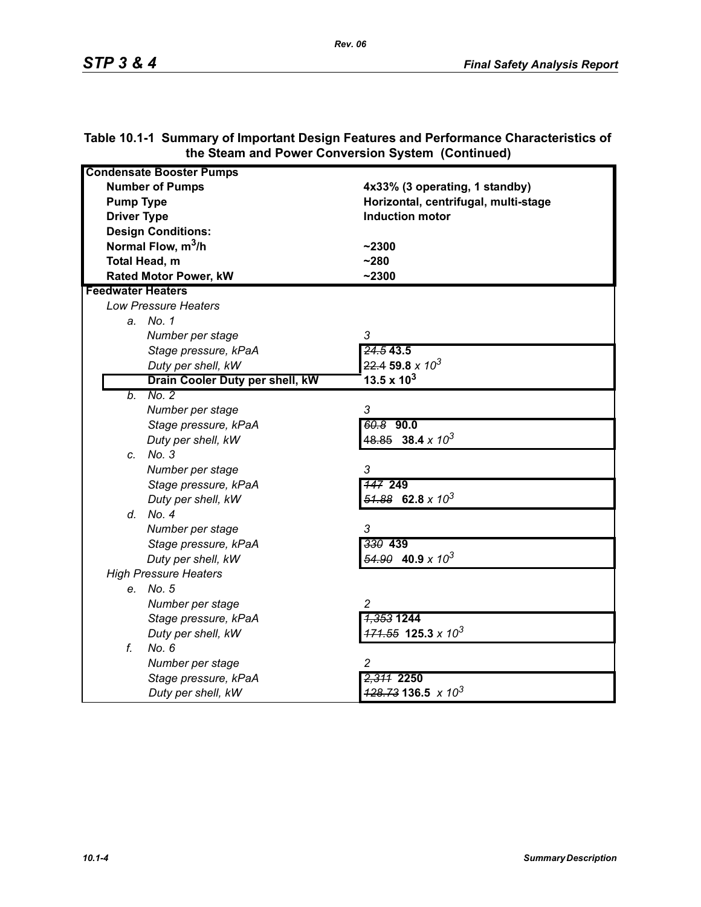**Table 10.1-1 Summary of Important Design Features and Performance Characteristics of the Steam and Power Conversion System (Continued)**

| | |
|---|---|
| **Condensate Booster Pumps** | |
| **Number of Pumps** | **4x33% (3 operating, 1 standby)** |
| **Pump Type** | **Horizontal, centrifugal, multi-stage** |
| **Driver Type** | **Induction motor** |
| **Design Conditions:** | |
| **Normal Flow, $m^3$/h** | **~2300** |
| **Total Head, m** | **~280** |
| **Rated Motor Power, kW** | **~2300** |
| **Feedwater Heaters** | |
| *Low Pressure Heaters* | |
| *a. No. 1* | |
| *Number per stage* | *3* |
| *Stage pressure, kPaA* | ~~*24.5*~~ **43.5** |
| *Duty per shell, kW* | ~~22.4~~ **59.8** *x $10^3$* |
| **Drain Cooler Duty per shell, kW** | **13.5 x $10^3$** |
| *b. No. 2* | |
| *Number per stage* | *3* |
| *Stage pressure, kPaA* | ~~*60.8*~~ **90.0** |
| *Duty per shell, kW* | ~~48.85~~ **38.4** *x $10^3$* |
| *c. No. 3* | |
| *Number per stage* | *3* |
| *Stage pressure, kPaA* | ~~*147*~~ **249** |
| *Duty per shell, kW* | ~~*51.88*~~ **62.8** *x $10^3$* |
| *d. No. 4* | |
| *Number per stage* | *3* |
| *Stage pressure, kPaA* | ~~*330*~~ **439** |
| *Duty per shell, kW* | ~~*54.90*~~ **40.9** *x $10^3$* |
| *High Pressure Heaters* | |
| *e. No. 5* | |
| *Number per stage* | *2* |
| *Stage pressure, kPaA* | ~~*1,353*~~ **1244** |
| *Duty per shell, kW* | ~~*171.55*~~ **125.3** *x $10^3$* |
| *f. No. 6* | |
| *Number per stage* | *2* |
| *Stage pressure, kPaA* | ~~*2,311*~~ **2250** |
| *Duty per shell, kW* | ~~*128.73*~~ **136.5** *x $10^3$* |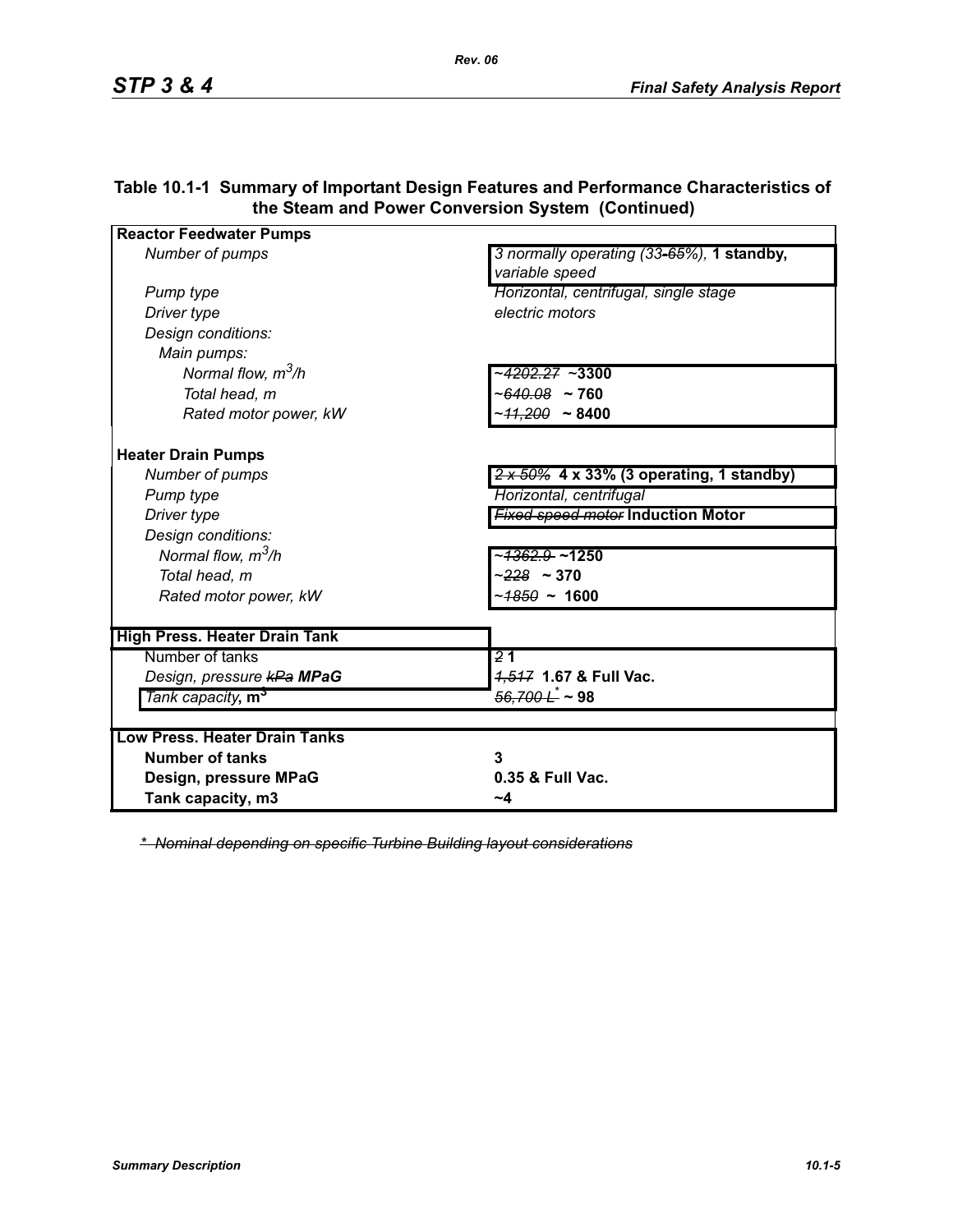**Table 10.1-1 Summary of Important Design Features and Performance Characteristics of the Steam and Power Conversion System (Continued)**

| | |
|---|---|
| **Reactor Feedwater Pumps** | |
| *Number of pumps* | *3 normally operating (33~~-65%~~),* **1 standby,** *variable speed* |
| *Pump type* | *Horizontal, centrifugal, single stage* |
| *Driver type* | *electric motors* |
| *Design conditions:* | |
| *Main pumps:* | |
| *Normal flow, $m^3/h$* | ~~*~4202.27*~~ **~3300** |
| *Total head, m* | *~*~~*640.08*~~ **~ 760** |
| *Rated motor power, kW* | *~*~~*11,200*~~ **~ 8400** |
| | |
| **Heater Drain Pumps** | |
| *Number of pumps* | ~~*2 x 50%*~~ **4 x 33% (3 operating, 1 standby)** |
| *Pump type* | *Horizontal, centrifugal* |
| *Driver type* | ~~*Fixed speed motor*~~ **Induction Motor** |
| *Design conditions:* | |
| *Normal flow, $m^3/h$* | *~*~~*1362.9*~~ **~1250** |
| *Total head, m* | *~*~~*228*~~ **~ 370** |
| *Rated motor power, kW* | *~*~~*1850*~~ **~ 1600** |
| | |
| **High Press. Heater Drain Tank** | |
| Number of tanks | ~~*2*~~ **1** |
| *Design, pressure* ~~*kPa*~~ ***MPaG*** | ~~*1,517*~~ **1.67 & Full Vac.** |
| *Tank capacity*, **$m^3$** | ~~*56,700 L\**~~ **~ 98** |
| | |
| **Low Press. Heater Drain Tanks** | |
| **Number of tanks** | **3** |
| **Design, pressure MPaG** | **0.35 & Full Vac.** |
| **Tank capacity, m3** | **~4** |

~~*\* Nominal depending on specific Turbine Building layout considerations*~~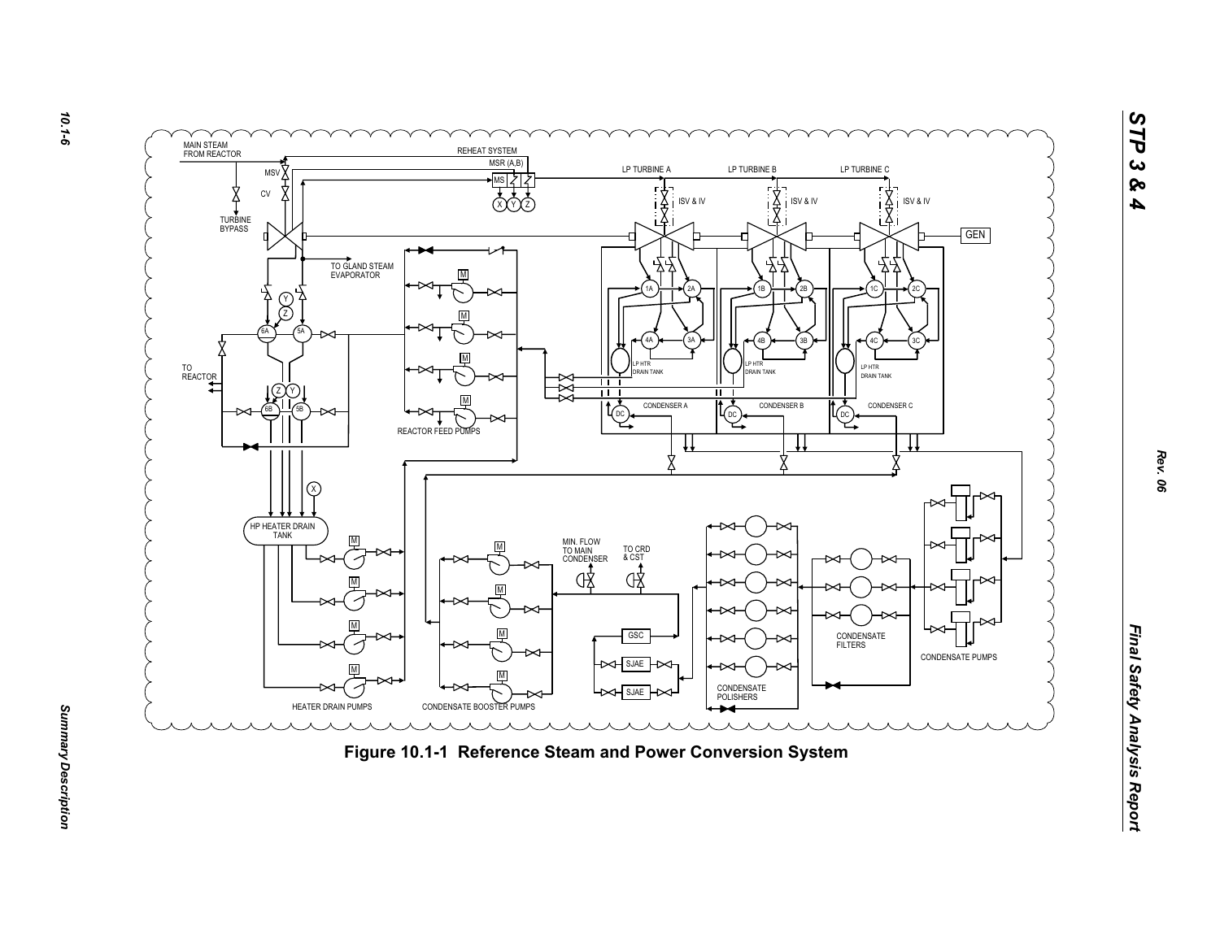Figure 10.1-1 Reference Steam and Power Conversion System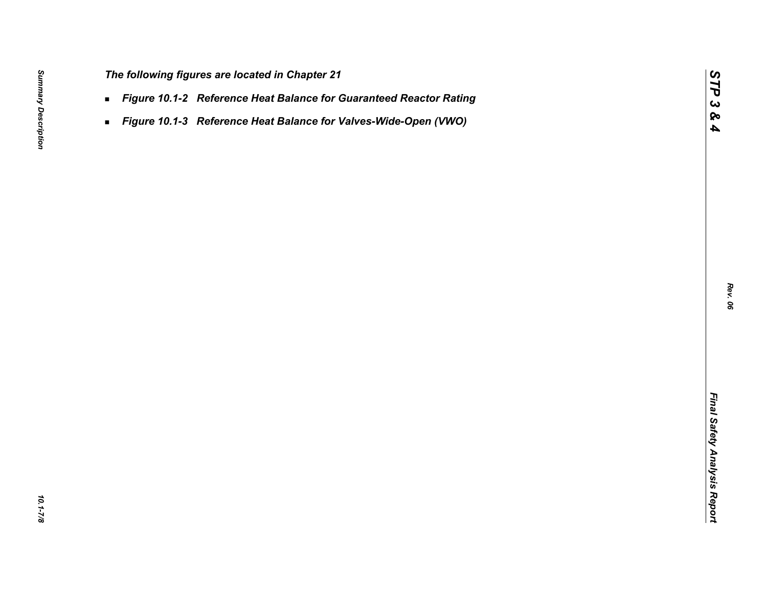***The following figures are located in Chapter 21***

- ***Figure 10.1-2 Reference Heat Balance for Guaranteed Reactor Rating***
- ***Figure 10.1-3 Reference Heat Balance for Valves-Wide-Open (VWO)***